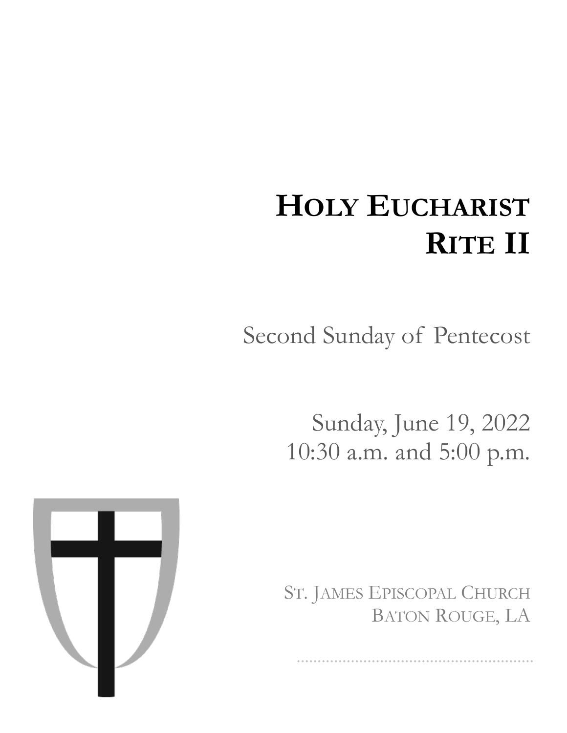# HOLY EUCHARIST RITE II

Second Sunday of Pentecost

Sunday, June 19, 2022
10:30 a.m. and 5:00 p.m.

ST. JAMES EPISCOPAL CHURCH
BATON ROUGE, LA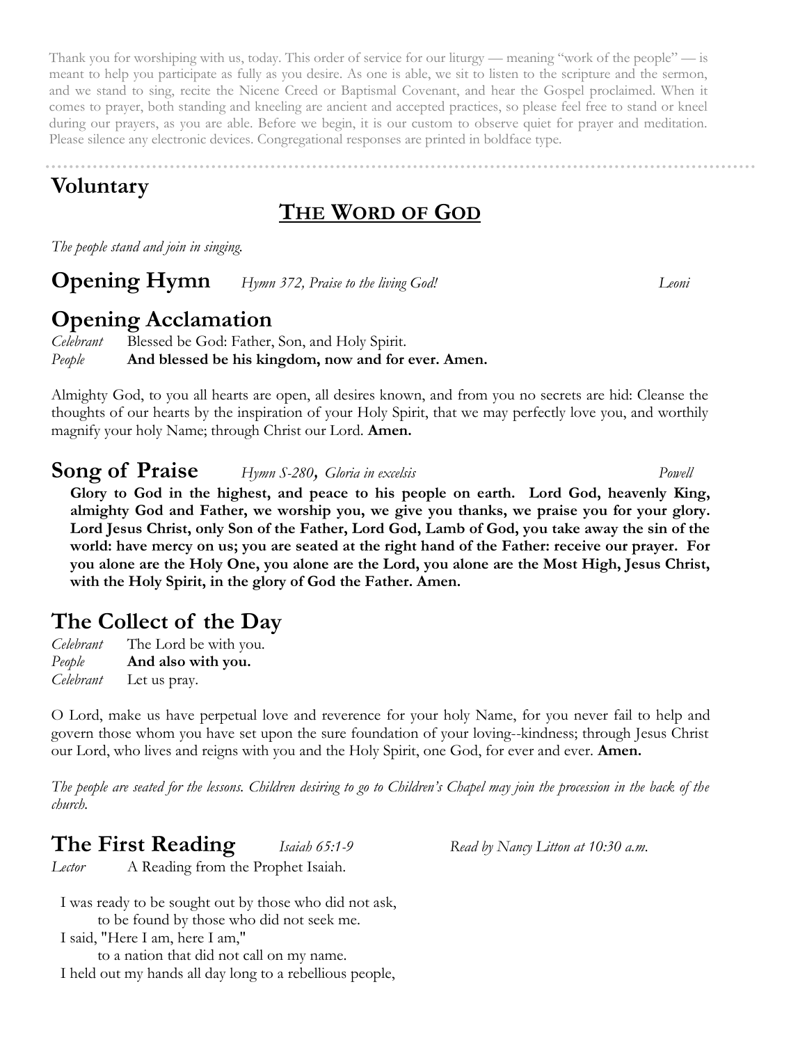Thank you for worshiping with us, today. This order of service for our liturgy — meaning "work of the people" — is meant to help you participate as fully as you desire. As one is able, we sit to listen to the scripture and the sermon, and we stand to sing, recite the Nicene Creed or Baptismal Covenant, and hear the Gospel proclaimed. When it comes to prayer, both standing and kneeling are ancient and accepted practices, so please feel free to stand or kneel during our prayers, as you are able. Before we begin, it is our custom to observe quiet for prayer and meditation. Please silence any electronic devices. Congregational responses are printed in boldface type.

## Voluntary

# THE WORD OF GOD

*The people stand and join in singing.*

## Opening Hymn *Hymn 372, Praise to the living God!* *Leoni*

## Opening Acclamation

*Celebrant* Blessed be God: Father, Son, and Holy Spirit.
*People* **And blessed be his kingdom, now and for ever. Amen.**

Almighty God, to you all hearts are open, all desires known, and from you no secrets are hid: Cleanse the thoughts of our hearts by the inspiration of your Holy Spirit, that we may perfectly love you, and worthily magnify your holy Name; through Christ our Lord. **Amen.**

## Song of Praise *Hymn S-280, Gloria in excelsis* *Powell*

**Glory to God in the highest, and peace to his people on earth. Lord God, heavenly King, almighty God and Father, we worship you, we give you thanks, we praise you for your glory. Lord Jesus Christ, only Son of the Father, Lord God, Lamb of God, you take away the sin of the world: have mercy on us; you are seated at the right hand of the Father: receive our prayer. For you alone are the Holy One, you alone are the Lord, you alone are the Most High, Jesus Christ, with the Holy Spirit, in the glory of God the Father. Amen.**

## The Collect of the Day

*Celebrant* The Lord be with you.
*People* **And also with you.**
*Celebrant* Let us pray.

O Lord, make us have perpetual love and reverence for your holy Name, for you never fail to help and govern those whom you have set upon the sure foundation of your loving--kindness; through Jesus Christ our Lord, who lives and reigns with you and the Holy Spirit, one God, for ever and ever. **Amen.**

*The people are seated for the lessons. Children desiring to go to Children's Chapel may join the procession in the back of the church.*

## The First Reading *Isaiah 65:1-9* *Read by Nancy Litton at 10:30 a.m.*

*Lector* A Reading from the Prophet Isaiah.

I was ready to be sought out by those who did not ask,
to be found by those who did not seek me.
I said, "Here I am, here I am,"
to a nation that did not call on my name.
I held out my hands all day long to a rebellious people,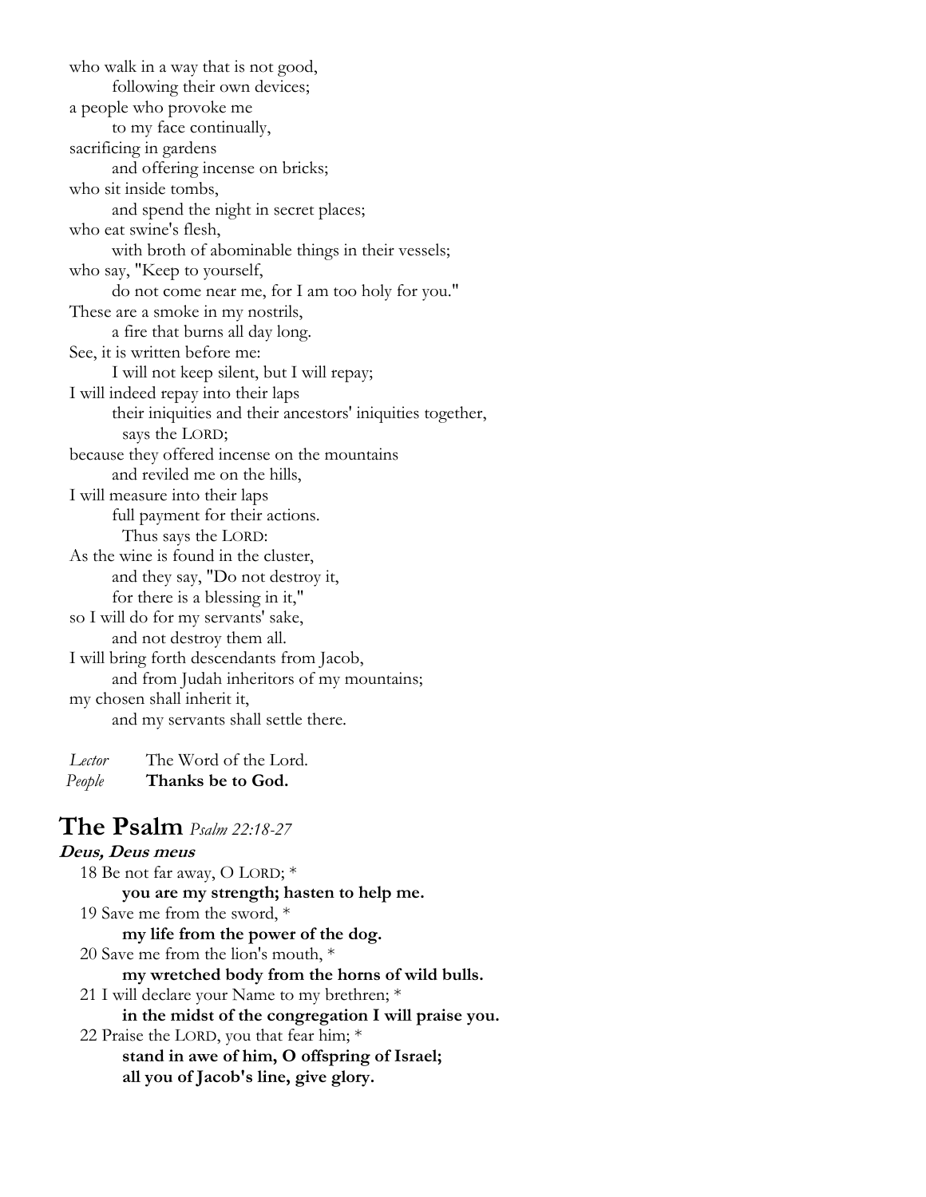who walk in a way that is not good,
    following their own devices;
a people who provoke me
    to my face continually,
sacrificing in gardens
    and offering incense on bricks;
who sit inside tombs,
    and spend the night in secret places;
who eat swine's flesh,
    with broth of abominable things in their vessels;
who say, "Keep to yourself,
    do not come near me, for I am too holy for you."
These are a smoke in my nostrils,
    a fire that burns all day long.
See, it is written before me:
    I will not keep silent, but I will repay;
I will indeed repay into their laps
    their iniquities and their ancestors' iniquities together,
      says the LORD;
because they offered incense on the mountains
    and reviled me on the hills,
I will measure into their laps
    full payment for their actions.
      Thus says the LORD:
As the wine is found in the cluster,
    and they say, "Do not destroy it,
    for there is a blessing in it,"
so I will do for my servants' sake,
    and not destroy them all.
I will bring forth descendants from Jacob,
    and from Judah inheritors of my mountains;
my chosen shall inherit it,
    and my servants shall settle there.

*Lector* The Word of the Lord.
*People* **Thanks be to God.**

## The Psalm *Psalm 22:18-27*

***Deus, Deus meus***

18 Be not far away, O LORD; *
    **you are my strength; hasten to help me.**
19 Save me from the sword, *
    **my life from the power of the dog.**
20 Save me from the lion's mouth, *
    **my wretched body from the horns of wild bulls.**
21 I will declare your Name to my brethren; *
    **in the midst of the congregation I will praise you.**
22 Praise the LORD, you that fear him; *
    **stand in awe of him, O offspring of Israel;**
    **all you of Jacob's line, give glory.**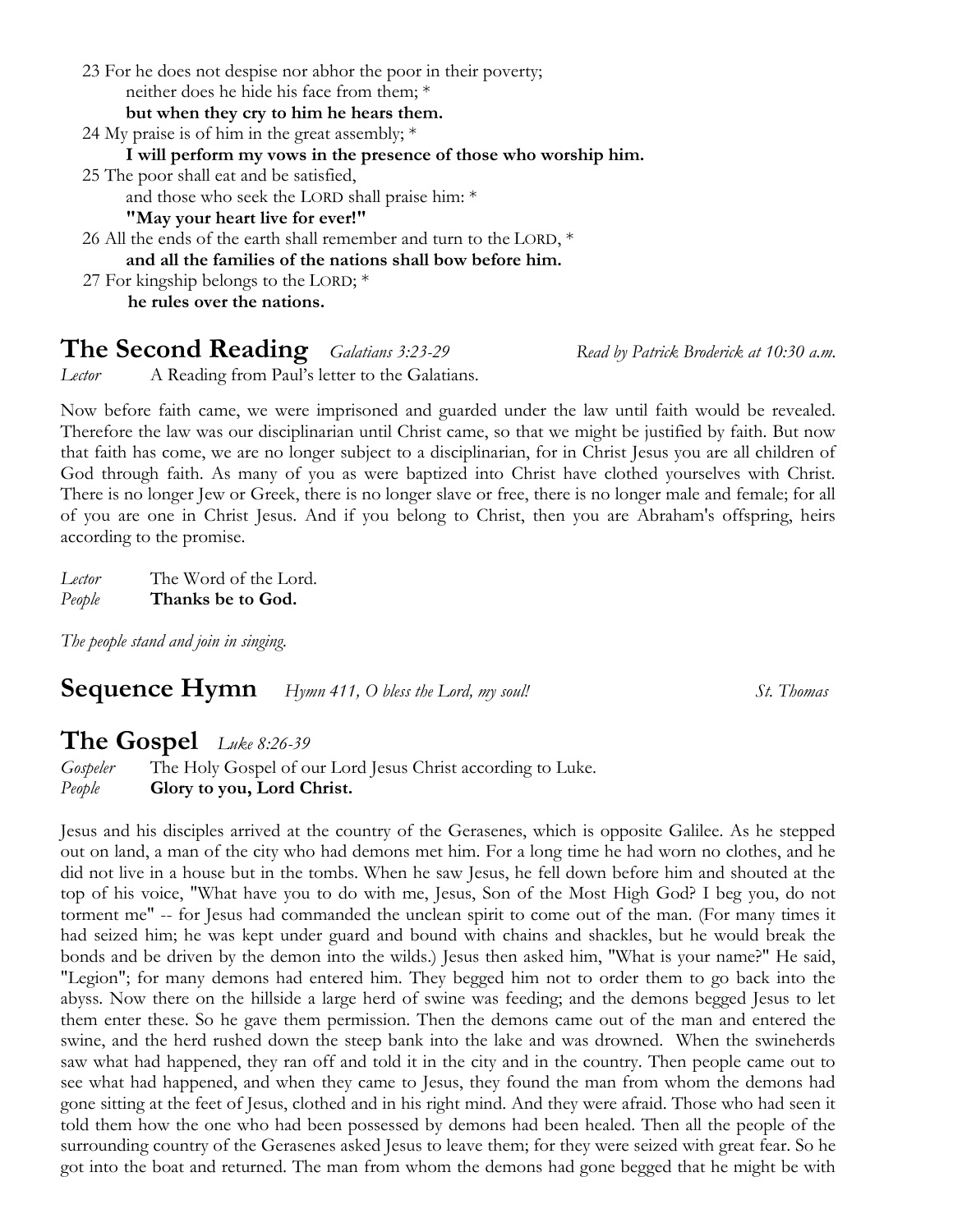23 For he does not despise nor abhor the poor in their poverty;
neither does he hide his face from them; *
**but when they cry to him he hears them.**

24 My praise is of him in the great assembly; *
**I will perform my vows in the presence of those who worship him.**

25 The poor shall eat and be satisfied,
and those who seek the LORD shall praise him: *
**"May your heart live for ever!"**

26 All the ends of the earth shall remember and turn to the LORD, *
**and all the families of the nations shall bow before him.**

27 For kingship belongs to the LORD; *
**he rules over the nations.**

## The Second Reading *Galatians 3:23-29* *Read by Patrick Broderick at 10:30 a.m.*

*Lector* A Reading from Paul's letter to the Galatians.

Now before faith came, we were imprisoned and guarded under the law until faith would be revealed. Therefore the law was our disciplinarian until Christ came, so that we might be justified by faith. But now that faith has come, we are no longer subject to a disciplinarian, for in Christ Jesus you are all children of God through faith. As many of you as were baptized into Christ have clothed yourselves with Christ. There is no longer Jew or Greek, there is no longer slave or free, there is no longer male and female; for all of you are one in Christ Jesus. And if you belong to Christ, then you are Abraham's offspring, heirs according to the promise.

*Lector* The Word of the Lord.
*People* **Thanks be to God.**

*The people stand and join in singing.*

## Sequence Hymn *Hymn 411, O bless the Lord, my soul!* *St. Thomas*

## The Gospel *Luke 8:26-39*

*Gospeler* The Holy Gospel of our Lord Jesus Christ according to Luke.
*People* **Glory to you, Lord Christ.**

Jesus and his disciples arrived at the country of the Gerasenes, which is opposite Galilee. As he stepped out on land, a man of the city who had demons met him. For a long time he had worn no clothes, and he did not live in a house but in the tombs. When he saw Jesus, he fell down before him and shouted at the top of his voice, "What have you to do with me, Jesus, Son of the Most High God? I beg you, do not torment me" -- for Jesus had commanded the unclean spirit to come out of the man. (For many times it had seized him; he was kept under guard and bound with chains and shackles, but he would break the bonds and be driven by the demon into the wilds.) Jesus then asked him, "What is your name?" He said, "Legion"; for many demons had entered him. They begged him not to order them to go back into the abyss. Now there on the hillside a large herd of swine was feeding; and the demons begged Jesus to let them enter these. So he gave them permission. Then the demons came out of the man and entered the swine, and the herd rushed down the steep bank into the lake and was drowned. When the swineherds saw what had happened, they ran off and told it in the city and in the country. Then people came out to see what had happened, and when they came to Jesus, they found the man from whom the demons had gone sitting at the feet of Jesus, clothed and in his right mind. And they were afraid. Those who had seen it told them how the one who had been possessed by demons had been healed. Then all the people of the surrounding country of the Gerasenes asked Jesus to leave them; for they were seized with great fear. So he got into the boat and returned. The man from whom the demons had gone begged that he might be with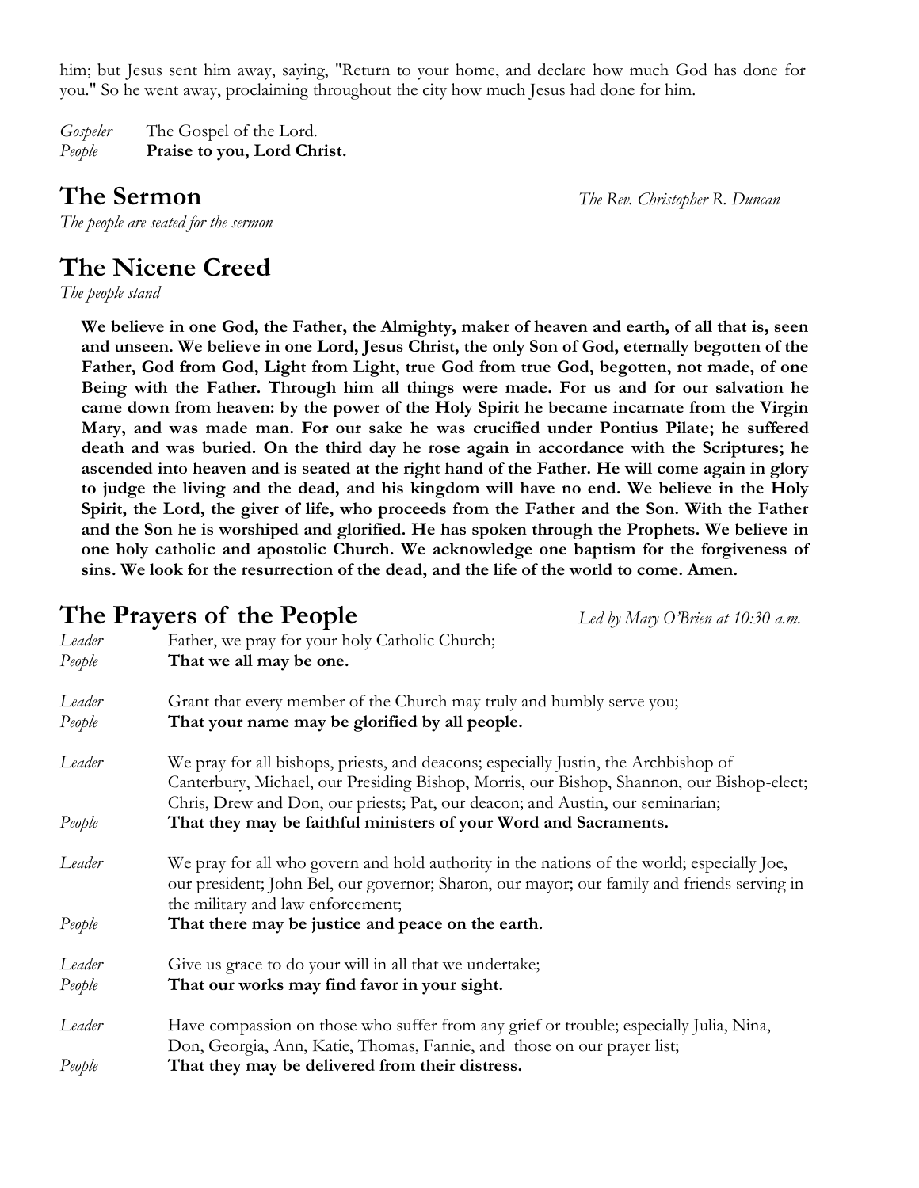him; but Jesus sent him away, saying, "Return to your home, and declare how much God has done for you." So he went away, proclaiming throughout the city how much Jesus had done for him.

*Gospeler* The Gospel of the Lord.
*People* **Praise to you, Lord Christ.**

## The Sermon

*The Rev. Christopher R. Duncan*

*The people are seated for the sermon*

## The Nicene Creed

*The people stand*

**We believe in one God, the Father, the Almighty, maker of heaven and earth, of all that is, seen and unseen. We believe in one Lord, Jesus Christ, the only Son of God, eternally begotten of the Father, God from God, Light from Light, true God from true God, begotten, not made, of one Being with the Father. Through him all things were made. For us and for our salvation he came down from heaven: by the power of the Holy Spirit he became incarnate from the Virgin Mary, and was made man. For our sake he was crucified under Pontius Pilate; he suffered death and was buried. On the third day he rose again in accordance with the Scriptures; he ascended into heaven and is seated at the right hand of the Father. He will come again in glory to judge the living and the dead, and his kingdom will have no end. We believe in the Holy Spirit, the Lord, the giver of life, who proceeds from the Father and the Son. With the Father and the Son he is worshiped and glorified. He has spoken through the Prophets. We believe in one holy catholic and apostolic Church. We acknowledge one baptism for the forgiveness of sins. We look for the resurrection of the dead, and the life of the world to come. Amen.**

## The Prayers of the People

*Led by Mary O'Brien at 10:30 a.m.*

*Leader* Father, we pray for your holy Catholic Church;
*People* **That we all may be one.**

*Leader* Grant that every member of the Church may truly and humbly serve you;
*People* **That your name may be glorified by all people.**

*Leader* We pray for all bishops, priests, and deacons; especially Justin, the Archbishop of Canterbury, Michael, our Presiding Bishop, Morris, our Bishop, Shannon, our Bishop-elect; Chris, Drew and Don, our priests; Pat, our deacon; and Austin, our seminarian;
*People* **That they may be faithful ministers of your Word and Sacraments.**

*Leader* We pray for all who govern and hold authority in the nations of the world; especially Joe, our president; John Bel, our governor; Sharon, our mayor; our family and friends serving in the military and law enforcement;
*People* **That there may be justice and peace on the earth.**

*Leader* Give us grace to do your will in all that we undertake;
*People* **That our works may find favor in your sight.**

*Leader* Have compassion on those who suffer from any grief or trouble; especially Julia, Nina, Don, Georgia, Ann, Katie, Thomas, Fannie, and those on our prayer list;
*People* **That they may be delivered from their distress.**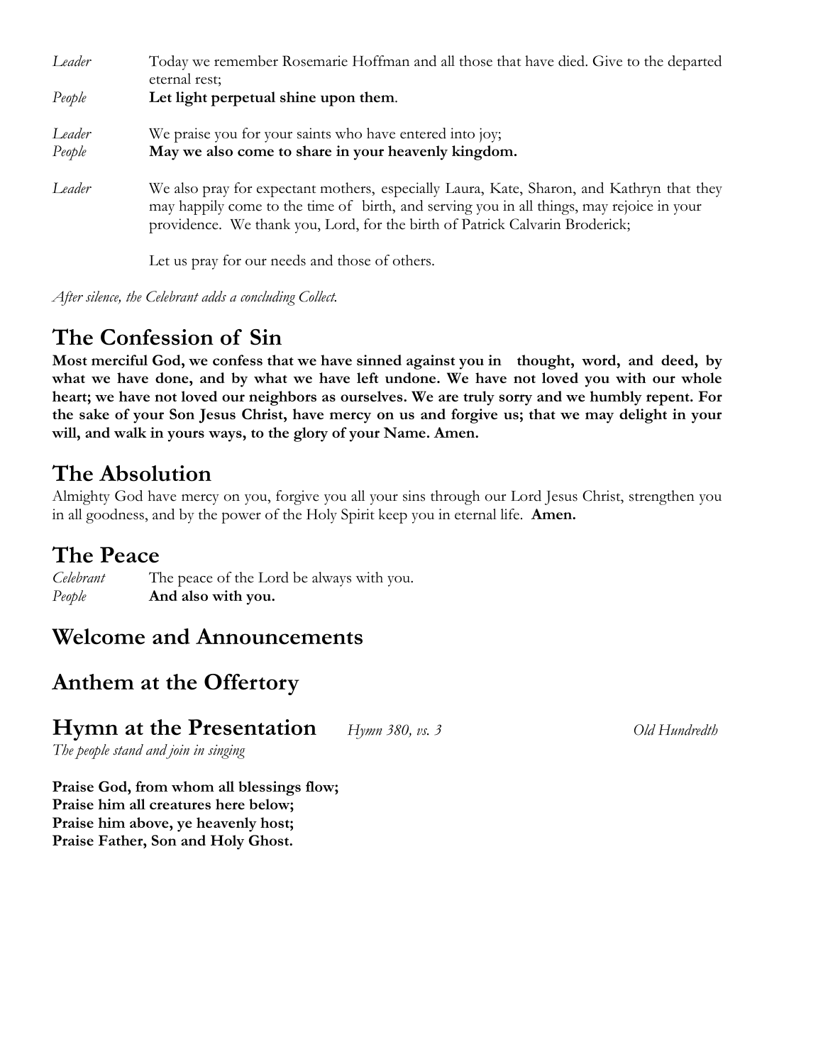*Leader* Today we remember Rosemarie Hoffman and all those that have died. Give to the departed eternal rest;

*People* **Let light perpetual shine upon them**.

*Leader* We praise you for your saints who have entered into joy;

*People* **May we also come to share in your heavenly kingdom.**

*Leader* We also pray for expectant mothers, especially Laura, Kate, Sharon, and Kathryn that they may happily come to the time of birth, and serving you in all things, may rejoice in your providence. We thank you, Lord, for the birth of Patrick Calvarin Broderick;

Let us pray for our needs and those of others.

*After silence, the Celebrant adds a concluding Collect.*

## The Confession of Sin

**Most merciful God, we confess that we have sinned against you in thought, word, and deed, by what we have done, and by what we have left undone. We have not loved you with our whole heart; we have not loved our neighbors as ourselves. We are truly sorry and we humbly repent. For the sake of your Son Jesus Christ, have mercy on us and forgive us; that we may delight in your will, and walk in yours ways, to the glory of your Name. Amen.**

## The Absolution

Almighty God have mercy on you, forgive you all your sins through our Lord Jesus Christ, strengthen you in all goodness, and by the power of the Holy Spirit keep you in eternal life. **Amen.**

## The Peace

*Celebrant* The peace of the Lord be always with you.

*People* **And also with you.**

## Welcome and Announcements

## Anthem at the Offertory

## Hymn at the Presentation *Hymn 380, vs. 3* *Old Hundredth*

*The people stand and join in singing*

**Praise God, from whom all blessings flow;**
**Praise him all creatures here below;**
**Praise him above, ye heavenly host;**
**Praise Father, Son and Holy Ghost.**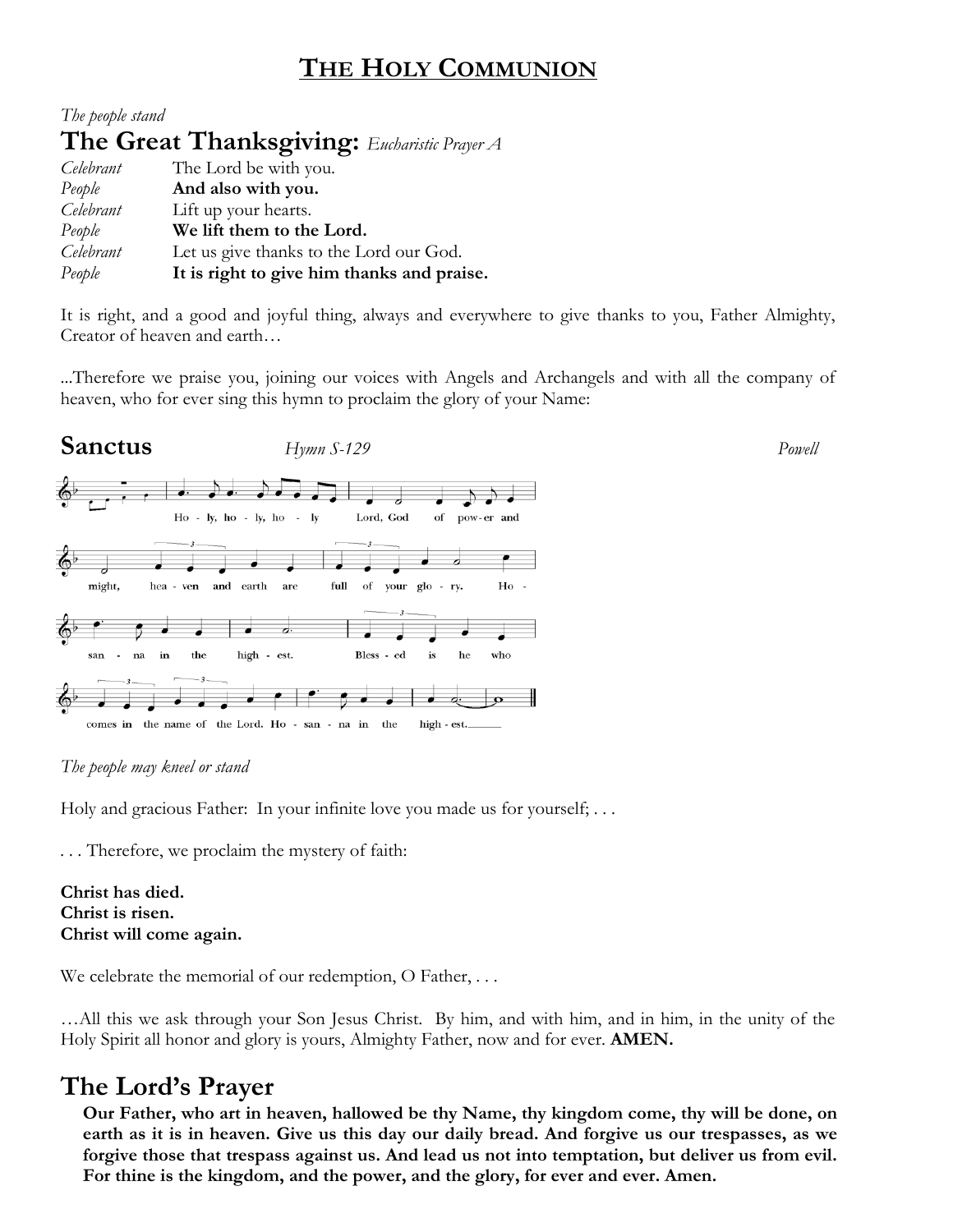# THE HOLY COMMUNION

*The people stand*

## The Great Thanksgiving: *Eucharistic Prayer A*

| | |
|---|---|
| *Celebrant* | The Lord be with you. |
| *People* | **And also with you.** |
| *Celebrant* | Lift up your hearts. |
| *People* | **We lift them to the Lord.** |
| *Celebrant* | Let us give thanks to the Lord our God. |
| *People* | **It is right to give him thanks and praise.** |

It is right, and a good and joyful thing, always and everywhere to give thanks to you, Father Almighty, Creator of heaven and earth…

...Therefore we praise you, joining our voices with Angels and Archangels and with all the company of heaven, who for ever sing this hymn to proclaim the glory of your Name:

## Sanctus *Hymn S-129* *Powell*

Holy, holy, holy Lord, God of power and might, heaven and earth are full of your glory. Hosanna in the highest. Blessed is he who comes in the name of the Lord. Hosanna in the highest.

*The people may kneel or stand*

Holy and gracious Father: In your infinite love you made us for yourself; . . .

. . . Therefore, we proclaim the mystery of faith:

**Christ has died.**
**Christ is risen.**
**Christ will come again.**

We celebrate the memorial of our redemption, O Father, . . .

…All this we ask through your Son Jesus Christ. By him, and with him, and in him, in the unity of the Holy Spirit all honor and glory is yours, Almighty Father, now and for ever. **AMEN.**

## The Lord's Prayer

**Our Father, who art in heaven, hallowed be thy Name, thy kingdom come, thy will be done, on earth as it is in heaven. Give us this day our daily bread. And forgive us our trespasses, as we forgive those that trespass against us. And lead us not into temptation, but deliver us from evil. For thine is the kingdom, and the power, and the glory, for ever and ever. Amen.**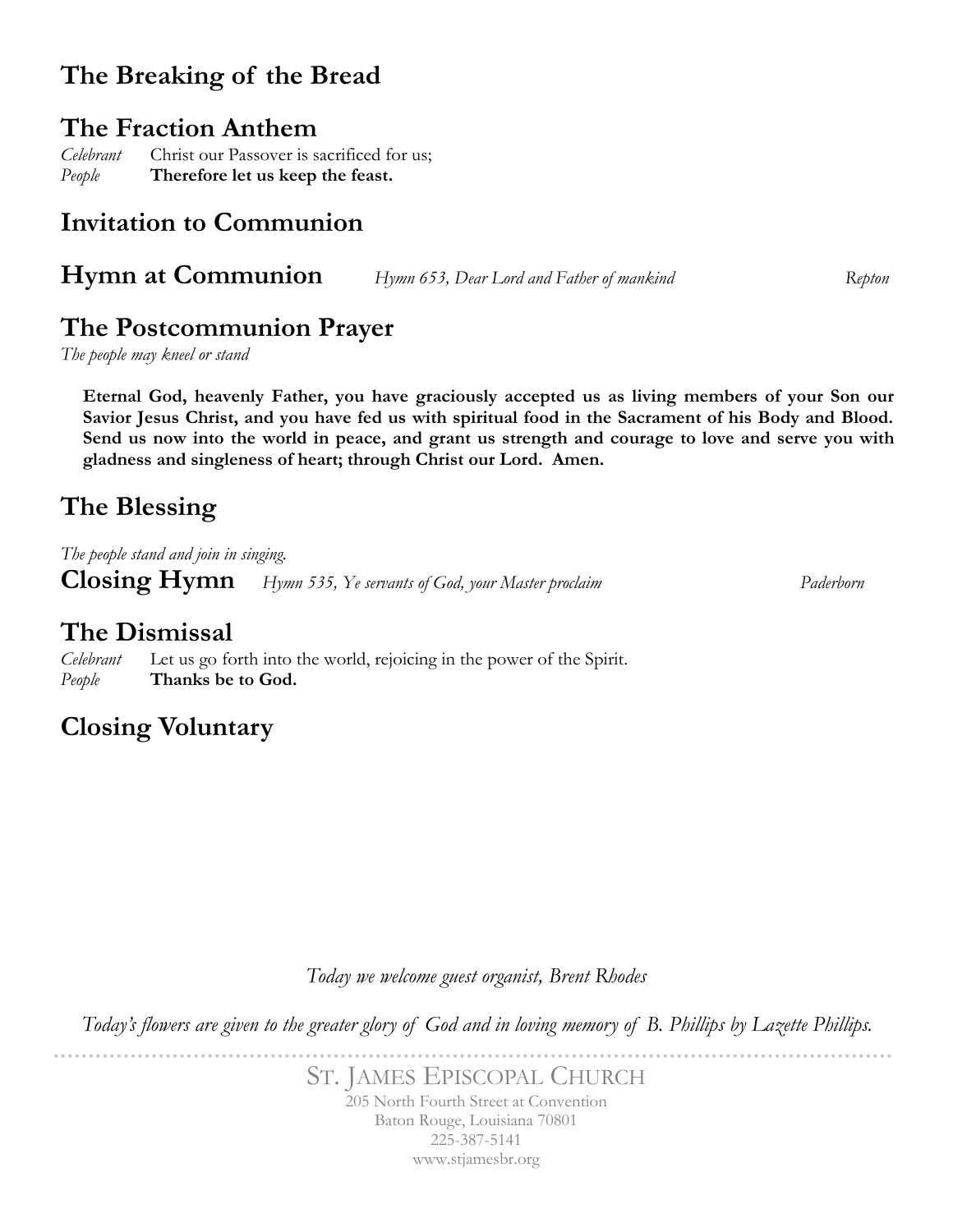## The Breaking of the Bread

## The Fraction Anthem

*Celebrant* Christ our Passover is sacrificed for us;
*People* **Therefore let us keep the feast.**

## Invitation to Communion

## Hymn at Communion *Hymn 653, Dear Lord and Father of mankind* *Repton*

## The Postcommunion Prayer

*The people may kneel or stand*

**Eternal God, heavenly Father, you have graciously accepted us as living members of your Son our Savior Jesus Christ, and you have fed us with spiritual food in the Sacrament of his Body and Blood. Send us now into the world in peace, and grant us strength and courage to love and serve you with gladness and singleness of heart; through Christ our Lord. Amen.**

## The Blessing

*The people stand and join in singing.*

## Closing Hymn *Hymn 535, Ye servants of God, your Master proclaim* *Paderborn*

## The Dismissal

*Celebrant* Let us go forth into the world, rejoicing in the power of the Spirit.
*People* **Thanks be to God.**

## Closing Voluntary

*Today we welcome guest organist, Brent Rhodes*

*Today's flowers are given to the greater glory of God and in loving memory of B. Phillips by Lazette Phillips.*

ST. JAMES EPISCOPAL CHURCH
205 North Fourth Street at Convention
Baton Rouge, Louisiana 70801
225-387-5141
www.stjamesbr.org